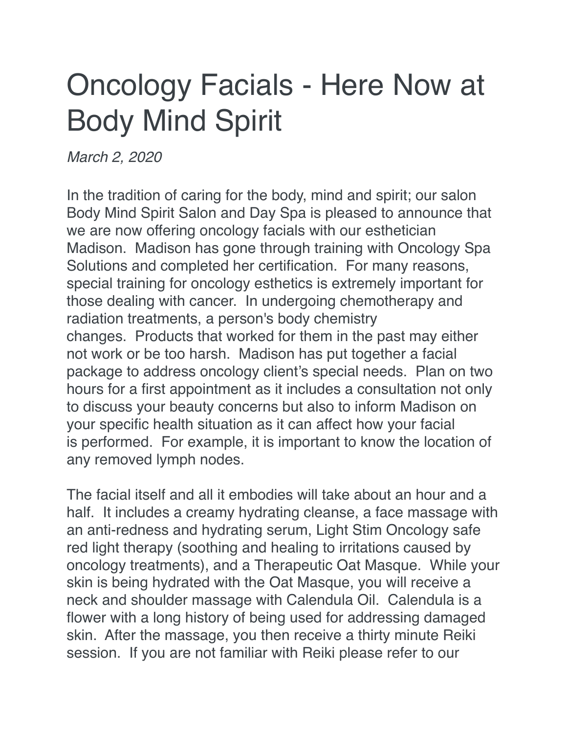# Oncology Facials - Here Now at Body Mind Spirit

*March 2, 2020*

In the tradition of caring for the body, mind and spirit; our salon Body Mind Spirit Salon and Day Spa is pleased to announce that we are now offering oncology facials with our esthetician Madison.  Madison has gone through training with Oncology Spa Solutions and completed her certification.  For many reasons, special training for oncology esthetics is extremely important for those dealing with cancer.  In undergoing chemotherapy and radiation treatments, a person's body chemistry changes.  Products that worked for them in the past may either not work or be too harsh.  Madison has put together a facial package to address oncology client's special needs.  Plan on two hours for a first appointment as it includes a consultation not only to discuss your beauty concerns but also to inform Madison on your specific health situation as it can affect how your facial is performed.  For example, it is important to know the location of any removed lymph nodes.

The facial itself and all it embodies will take about an hour and a half.  It includes a creamy hydrating cleanse, a face massage with an anti-redness and hydrating serum, Light Stim Oncology safe red light therapy (soothing and healing to irritations caused by oncology treatments), and a Therapeutic Oat Masque.  While your skin is being hydrated with the Oat Masque, you will receive a neck and shoulder massage with Calendula Oil.  Calendula is a flower with a long history of being used for addressing damaged skin.  After the massage, you then receive a thirty minute Reiki session.  If you are not familiar with Reiki please refer to our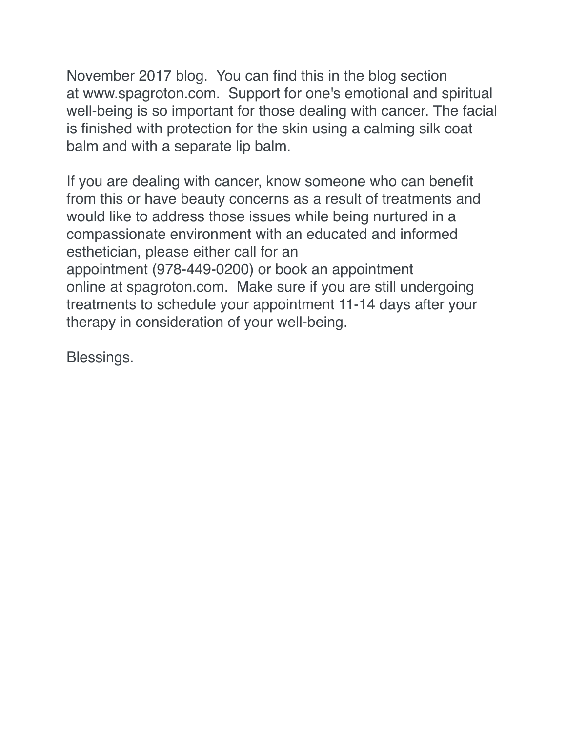November 2017 blog. You can find this in the blog section at www.spagroton.com. Support for one's emotional and spiritual well-being is so important for those dealing with cancer. The facial is finished with protection for the skin using a calming silk coat balm and with a separate lip balm.

If you are dealing with cancer, know someone who can benefit from this or have beauty concerns as a result of treatments and would like to address those issues while being nurtured in a compassionate environment with an educated and informed esthetician, please either call for an appointment (978-449-0200) or book an appointment online at spagroton.com. Make sure if you are still undergoing treatments to schedule your appointment 11-14 days after your therapy in consideration of your well-being.

Blessings.